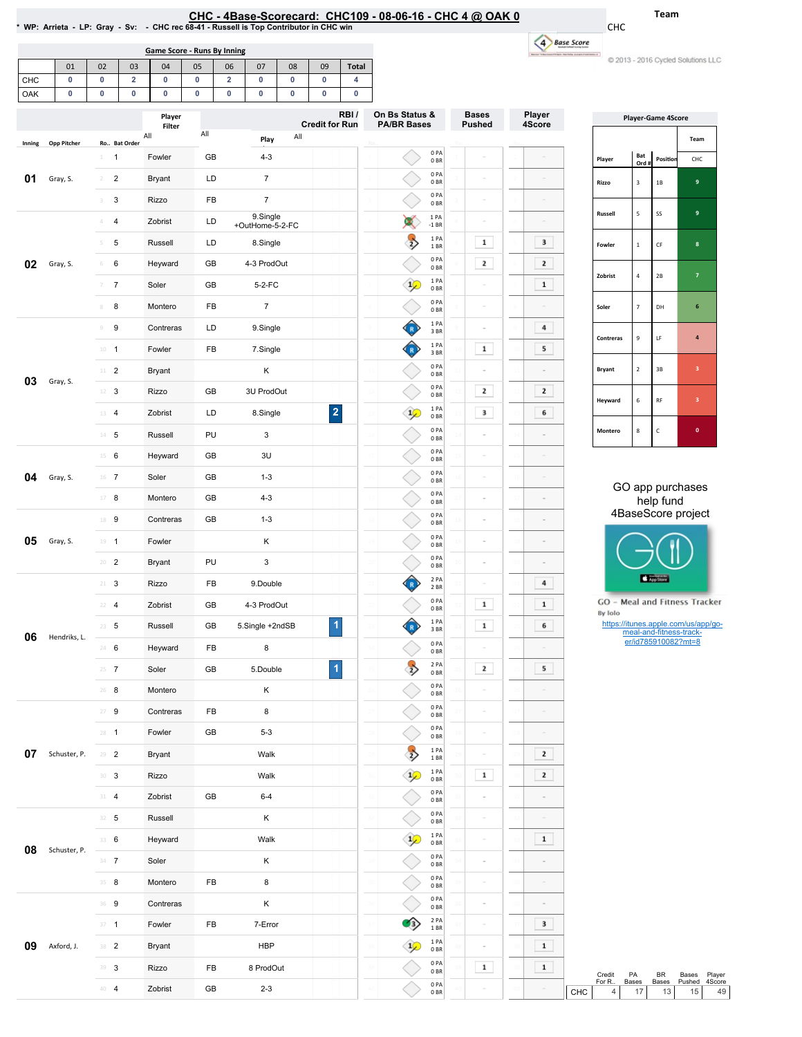# CHC - 4Base-Scorecard: CHC109 - 08-06-16 - CHC 4 @ OAK 0

\* WP: Arrieta - LP: Gray - Sv: - CHC rec 68-41 - Russell is Top Contributor in CHC win

Team: CHC

© 2013 - 2016 Cycled Solutions LLC

## Game Score - Runs By Inning

| | 01 | 02 | 03 | 04 | 05 | 06 | 07 | 08 | 09 | Total |
|---|---|---|---|---|---|---|---|---|---|---|
| CHC | 0 | 0 | 2 | 0 | 0 | 2 | 0 | 0 | 0 | 4 |
| OAK | 0 | 0 | 0 | 0 | 0 | 0 | 0 | 0 | 0 | 0 |

| Inning | Opp Pitcher | Ro.. | Bat Order | Player | | Play | RBI / Credit for Run | On Bs Status & PA/BR Bases | Bases Pushed | Player 4Score |
|---|---|---|---|---|---|---|---|---|---|---|
| 01 | Gray, S. | 1 | 1 | Fowler | GB | 4-3 | | 0 PA 0 BR | - | - |
| | | 2 | 2 | Bryant | LD | 7 | | 0 PA 0 BR | - | - |
| | | 3 | 3 | Rizzo | FB | 7 | | 0 PA 0 BR | - | - |
| 02 | Gray, S. | 4 | 4 | Zobrist | LD | 9.Single +OutHome-5-2-FC | | 1 PA -1 BR | - | - |
| | | 5 | 5 | Russell | LD | 8.Single | | 1 PA 1 BR | 1 | 3 |
| | | 6 | 6 | Heyward | GB | 4-3 ProdOut | | 0 PA 0 BR | 2 | 2 |
| | | 7 | 7 | Soler | GB | 5-2-FC | | 1 PA 0 BR | - | 1 |
| | | 8 | 8 | Montero | FB | 7 | | 0 PA 0 BR | - | - |
| 03 | Gray, S. | 9 | 9 | Contreras | LD | 9.Single | | 1 PA 3 BR | - | 4 |
| | | 10 | 1 | Fowler | FB | 7.Single | | 1 PA 3 BR | 1 | 5 |
| | | 11 | 2 | Bryant | | K | | 0 PA 0 BR | - | - |
| | | 12 | 3 | Rizzo | GB | 3U ProdOut | | 0 PA 0 BR | 2 | 2 |
| | | 13 | 4 | Zobrist | LD | 8.Single | 2 | 1 PA 0 BR | 3 | 6 |
| | | 14 | 5 | Russell | PU | 3 | | 0 PA 0 BR | - | - |
| 04 | Gray, S. | 15 | 6 | Heyward | GB | 3U | | 0 PA 0 BR | - | - |
| | | 16 | 7 | Soler | GB | 1-3 | | 0 PA 0 BR | - | - |
| | | 17 | 8 | Montero | GB | 4-3 | | 0 PA 0 BR | - | - |
| 05 | Gray, S. | 18 | 9 | Contreras | GB | 1-3 | | 0 PA 0 BR | - | - |
| | | 19 | 1 | Fowler | | K | | 0 PA 0 BR | - | - |
| | | 20 | 2 | Bryant | PU | 3 | | 0 PA 0 BR | - | - |
| 06 | Hendriks, L. | 21 | 3 | Rizzo | FB | 9.Double | | 2 PA 2 BR | - | 4 |
| | | 22 | 4 | Zobrist | GB | 4-3 ProdOut | | 0 PA 0 BR | 1 | 1 |
| | | 23 | 5 | Russell | GB | 5.Single +2ndSB | 1 | 1 PA 3 BR | 1 | 6 |
| | | 24 | 6 | Heyward | FB | 8 | | 0 PA 0 BR | - | - |
| | | 25 | 7 | Soler | GB | 5.Double | 1 | 2 PA 0 BR | 2 | 5 |
| | | 26 | 8 | Montero | | K | | 0 PA 0 BR | - | - |
| 07 | Schuster, P. | 27 | 9 | Contreras | FB | 8 | | 0 PA 0 BR | - | - |
| | | 28 | 1 | Fowler | GB | 5-3 | | 0 PA 0 BR | - | - |
| | | 29 | 2 | Bryant | | Walk | | 1 PA 1 BR | - | 2 |
| | | 30 | 3 | Rizzo | | Walk | | 1 PA 0 BR | 1 | 2 |
| | | 31 | 4 | Zobrist | GB | 6-4 | | 0 PA 0 BR | - | - |
| 08 | Schuster, P. | 32 | 5 | Russell | | K | | 0 PA 0 BR | - | - |
| | | 33 | 6 | Heyward | | Walk | | 1 PA 0 BR | - | 1 |
| | | 34 | 7 | Soler | | K | | 0 PA 0 BR | - | - |
| | | 35 | 8 | Montero | FB | 8 | | 0 PA 0 BR | - | - |
| 09 | Axford, J. | 36 | 9 | Contreras | | K | | 0 PA 0 BR | - | - |
| | | 37 | 1 | Fowler | FB | 7-Error | | 2 PA 1 BR | - | 3 |
| | | 38 | 2 | Bryant | | HBP | | 1 PA 0 BR | - | 1 |
| | | 39 | 3 | Rizzo | FB | 8 ProdOut | | 0 PA 0 BR | 1 | 1 |
| | | 40 | 4 | Zobrist | GB | 2-3 | | 0 PA 0 BR | - | - |

## Player-Game 4Score

| Player | Bat Ord # | Position | CHC |
|---|---|---|---|
| Rizzo | 3 | 1B | 9 |
| Russell | 5 | SS | 9 |
| Fowler | 1 | CF | 8 |
| Zobrist | 4 | 2B | 7 |
| Soler | 7 | DH | 6 |
| Contreras | 9 | LF | 4 |
| Bryant | 2 | 3B | 3 |
| Heyward | 6 | RF | 3 |
| Montero | 8 | C | 0 |

GO app purchases help fund 4BaseScore project

GO - Meal and Fitness Tracker
By Iolo
https://itunes.apple.com/us/app/go-meal-and-fitness-track-er/id785910082?mt=8

| | Credit For R.. | PA Bases | BR Bases | Bases Pushed | Player 4Score |
|---|---|---|---|---|---|
| CHC | 4 | 17 | 13 | 15 | 49 |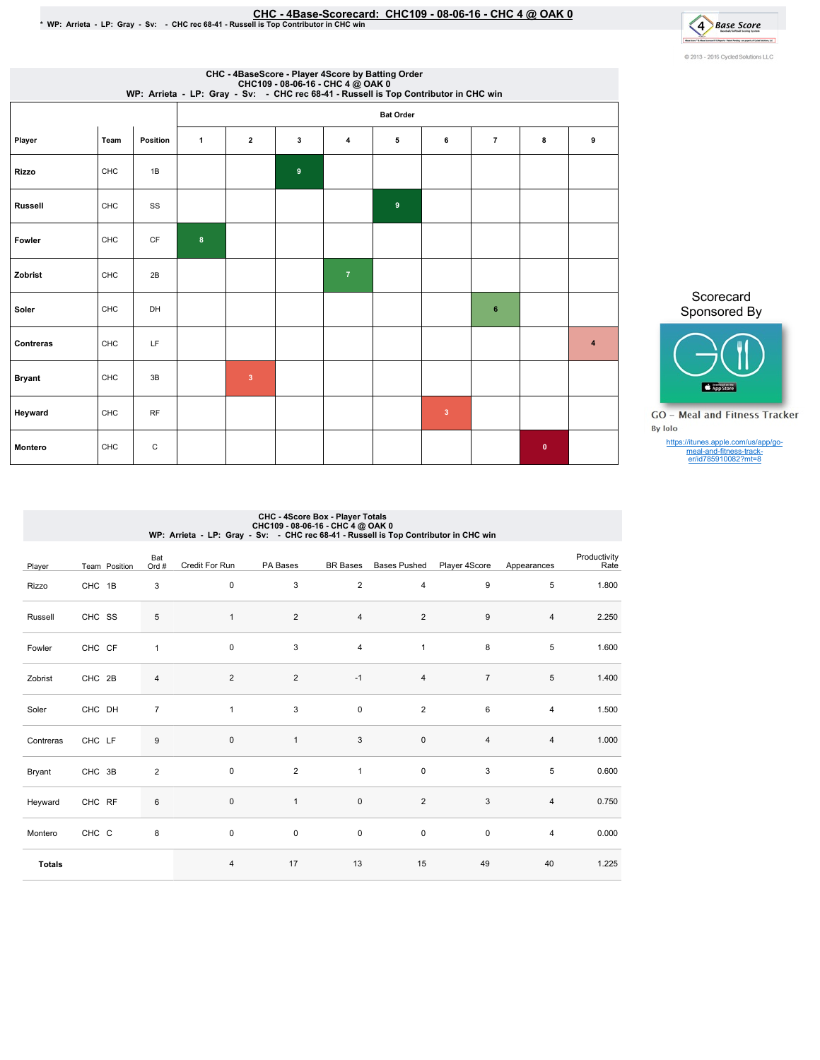# CHC - 4Base-Scorecard: CHC109 - 08-06-16 - CHC 4 @ OAK 0

* WP: Arrieta - LP: Gray - Sv: - CHC rec 68-41 - Russell is Top Contributor in CHC win

© 2013 - 2016 Cycled Solutions LLC

## CHC - 4BaseScore - Player 4Score by Batting Order

CHC109 - 08-06-16 - CHC 4 @ OAK 0

WP: Arrieta - LP: Gray - Sv: - CHC rec 68-41 - Russell is Top Contributor in CHC win

| | | | Bat Order | | | | | | | | |
|---|---|---|---|---|---|---|---|---|---|---|---|
| Player | Team | Position | 1 | 2 | 3 | 4 | 5 | 6 | 7 | 8 | 9 |
| Rizzo | CHC | 1B | | | 9 | | | | | | |
| Russell | CHC | SS | | | | | 9 | | | | |
| Fowler | CHC | CF | 8 | | | | | | | | |
| Zobrist | CHC | 2B | | | | 7 | | | | | |
| Soler | CHC | DH | | | | | | | 6 | | |
| Contreras | CHC | LF | | | | | | | | | 4 |
| Bryant | CHC | 3B | | 3 | | | | | | | |
| Heyward | CHC | RF | | | | | | 3 | | | |
| Montero | CHC | C | | | | | | | | 0 | |

Scorecard Sponsored By

GO - Meal and Fitness Tracker

By Iolo

https://itunes.apple.com/us/app/go-meal-and-fitness-track-er/id785910082?mt=8

## CHC - 4Score Box - Player Totals

CHC109 - 08-06-16 - CHC 4 @ OAK 0

WP: Arrieta - LP: Gray - Sv: - CHC rec 68-41 - Russell is Top Contributor in CHC win

| Player | Team | Position | Bat Ord # | Credit For Run | PA Bases | BR Bases | Bases Pushed | Player 4Score | Appearances | Productivity Rate |
|---|---|---|---|---|---|---|---|---|---|---|
| Rizzo | CHC | 1B | 3 | 0 | 3 | 2 | 4 | 9 | 5 | 1.800 |
| Russell | CHC | SS | 5 | 1 | 2 | 4 | 2 | 9 | 4 | 2.250 |
| Fowler | CHC | CF | 1 | 0 | 3 | 4 | 1 | 8 | 5 | 1.600 |
| Zobrist | CHC | 2B | 4 | 2 | 2 | -1 | 4 | 7 | 5 | 1.400 |
| Soler | CHC | DH | 7 | 1 | 3 | 0 | 2 | 6 | 4 | 1.500 |
| Contreras | CHC | LF | 9 | 0 | 1 | 3 | 0 | 4 | 4 | 1.000 |
| Bryant | CHC | 3B | 2 | 0 | 2 | 1 | 0 | 3 | 5 | 0.600 |
| Heyward | CHC | RF | 6 | 0 | 1 | 0 | 2 | 3 | 4 | 0.750 |
| Montero | CHC | C | 8 | 0 | 0 | 0 | 0 | 0 | 4 | 0.000 |
| **Totals** | | | | 4 | 17 | 13 | 15 | 49 | 40 | 1.225 |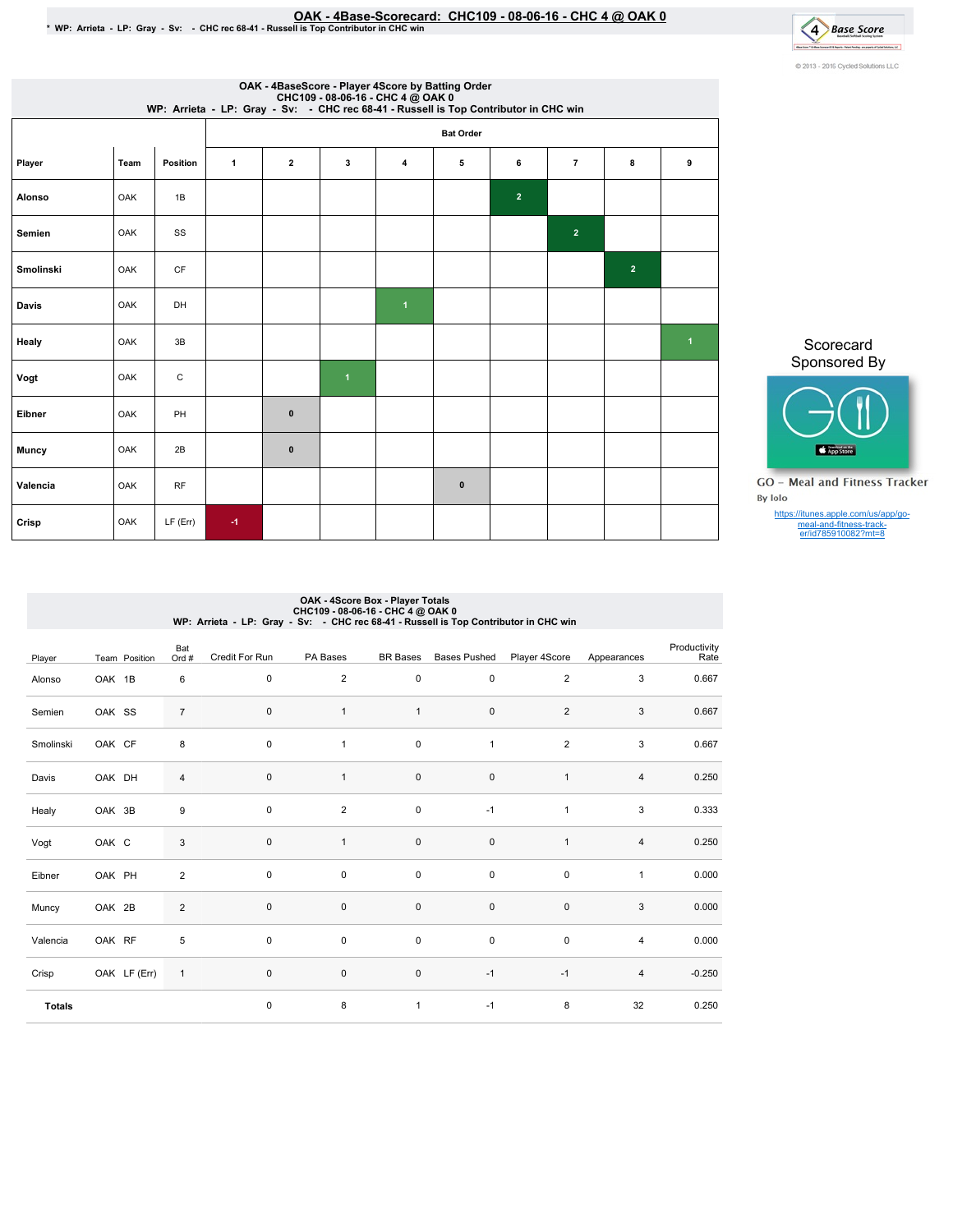# OAK - 4Base-Scorecard: CHC109 - 08-06-16 - CHC 4 @ OAK 0

* WP: Arrieta - LP: Gray - Sv: - CHC rec 68-41 - Russell is Top Contributor in CHC win

© 2013 - 2016 Cycled Solutions LLC

## OAK - 4BaseScore - Player 4Score by Batting Order

CHC109 - 08-06-16 - CHC 4 @ OAK 0
WP: Arrieta - LP: Gray - Sv: - CHC rec 68-41 - Russell is Top Contributor in CHC win

| | | | Bat Order | | | | | | | | |
|---|---|---|---|---|---|---|---|---|---|---|---|
| Player | Team | Position | 1 | 2 | 3 | 4 | 5 | 6 | 7 | 8 | 9 |
| Alonso | OAK | 1B | | | | | | 2 | | | |
| Semien | OAK | SS | | | | | | | 2 | | |
| Smolinski | OAK | CF | | | | | | | | 2 | |
| Davis | OAK | DH | | | | 1 | | | | | |
| Healy | OAK | 3B | | | | | | | | | 1 |
| Vogt | OAK | C | | | 1 | | | | | | |
| Eibner | OAK | PH | | 0 | | | | | | | |
| Muncy | OAK | 2B | | 0 | | | | | | | |
| Valencia | OAK | RF | | | | | 0 | | | | |
| Crisp | OAK | LF (Err) | -1 | | | | | | | | |

Scorecard Sponsored By

GO - Meal and Fitness Tracker
By Iolo

https://itunes.apple.com/us/app/go-meal-and-fitness-track-er/id785910082?mt=8

## OAK - 4Score Box - Player Totals

CHC109 - 08-06-16 - CHC 4 @ OAK 0
WP: Arrieta - LP: Gray - Sv: - CHC rec 68-41 - Russell is Top Contributor in CHC win

| Player | Team | Position | Bat Ord # | Credit For Run | PA Bases | BR Bases | Bases Pushed | Player 4Score | Appearances | Productivity Rate |
|---|---|---|---|---|---|---|---|---|---|---|
| Alonso | OAK | 1B | 6 | 0 | 2 | 0 | 0 | 2 | 3 | 0.667 |
| Semien | OAK | SS | 7 | 0 | 1 | 1 | 0 | 2 | 3 | 0.667 |
| Smolinski | OAK | CF | 8 | 0 | 1 | 0 | 1 | 2 | 3 | 0.667 |
| Davis | OAK | DH | 4 | 0 | 1 | 0 | 0 | 1 | 4 | 0.250 |
| Healy | OAK | 3B | 9 | 0 | 2 | 0 | -1 | 1 | 3 | 0.333 |
| Vogt | OAK | C | 3 | 0 | 1 | 0 | 0 | 1 | 4 | 0.250 |
| Eibner | OAK | PH | 2 | 0 | 0 | 0 | 0 | 0 | 1 | 0.000 |
| Muncy | OAK | 2B | 2 | 0 | 0 | 0 | 0 | 0 | 3 | 0.000 |
| Valencia | OAK | RF | 5 | 0 | 0 | 0 | 0 | 0 | 4 | 0.000 |
| Crisp | OAK | LF (Err) | 1 | 0 | 0 | 0 | -1 | -1 | 4 | -0.250 |
| **Totals** | | | | 0 | 8 | 1 | -1 | 8 | 32 | 0.250 |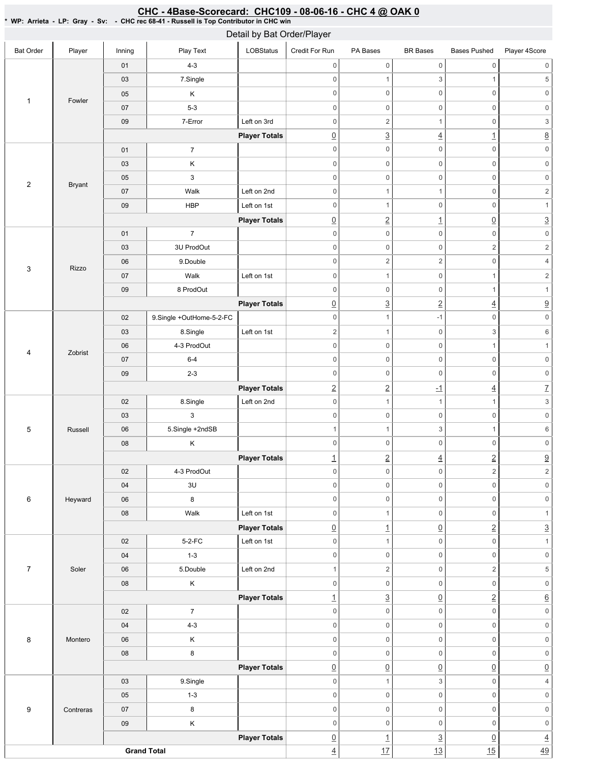## CHC - 4Base-Scorecard: CHC109 - 08-06-16 - CHC 4 @ OAK 0

\* WP: Arrieta - LP: Gray - Sv: - CHC rec 68-41 - Russell is Top Contributor in CHC win

### Detail by Bat Order/Player

| Bat Order | Player | Inning | Play Text | LOBStatus | Credit For Run | PA Bases | BR Bases | Bases Pushed | Player 4Score |
|---|---|---|---|---|---|---|---|---|---|
| 1 | Fowler | 01 | 4-3 | | 0 | 0 | 0 | 0 | 0 |
| | | 03 | 7.Single | | 0 | 1 | 3 | 1 | 5 |
| | | 05 | K | | 0 | 0 | 0 | 0 | 0 |
| | | 07 | 5-3 | | 0 | 0 | 0 | 0 | 0 |
| | | 09 | 7-Error | Left on 3rd | 0 | 2 | 1 | 0 | 3 |
| | | | | **Player Totals** | 0 | 3 | 4 | 1 | 8 |
| 2 | Bryant | 01 | 7 | | 0 | 0 | 0 | 0 | 0 |
| | | 03 | K | | 0 | 0 | 0 | 0 | 0 |
| | | 05 | 3 | | 0 | 0 | 0 | 0 | 0 |
| | | 07 | Walk | Left on 2nd | 0 | 1 | 1 | 0 | 2 |
| | | 09 | HBP | Left on 1st | 0 | 1 | 0 | 0 | 1 |
| | | | | **Player Totals** | 0 | 2 | 1 | 0 | 3 |
| 3 | Rizzo | 01 | 7 | | 0 | 0 | 0 | 0 | 0 |
| | | 03 | 3U ProdOut | | 0 | 0 | 0 | 2 | 2 |
| | | 06 | 9.Double | | 0 | 2 | 2 | 0 | 4 |
| | | 07 | Walk | Left on 1st | 0 | 1 | 0 | 1 | 2 |
| | | 09 | 8 ProdOut | | 0 | 0 | 0 | 1 | 1 |
| | | | | **Player Totals** | 0 | 3 | 2 | 4 | 9 |
| 4 | Zobrist | 02 | 9.Single +OutHome-5-2-FC | | 0 | 1 | -1 | 0 | 0 |
| | | 03 | 8.Single | Left on 1st | 2 | 1 | 0 | 3 | 6 |
| | | 06 | 4-3 ProdOut | | 0 | 0 | 0 | 1 | 1 |
| | | 07 | 6-4 | | 0 | 0 | 0 | 0 | 0 |
| | | 09 | 2-3 | | 0 | 0 | 0 | 0 | 0 |
| | | | | **Player Totals** | 2 | 2 | -1 | 4 | 7 |
| 5 | Russell | 02 | 8.Single | Left on 2nd | 0 | 1 | 1 | 1 | 3 |
| | | 03 | 3 | | 0 | 0 | 0 | 0 | 0 |
| | | 06 | 5.Single +2ndSB | | 1 | 1 | 3 | 1 | 6 |
| | | 08 | K | | 0 | 0 | 0 | 0 | 0 |
| | | | | **Player Totals** | 1 | 2 | 4 | 2 | 9 |
| 6 | Heyward | 02 | 4-3 ProdOut | | 0 | 0 | 0 | 2 | 2 |
| | | 04 | 3U | | 0 | 0 | 0 | 0 | 0 |
| | | 06 | 8 | | 0 | 0 | 0 | 0 | 0 |
| | | 08 | Walk | Left on 1st | 0 | 1 | 0 | 0 | 1 |
| | | | | **Player Totals** | 0 | 1 | 0 | 2 | 3 |
| 7 | Soler | 02 | 5-2-FC | Left on 1st | 0 | 1 | 0 | 0 | 1 |
| | | 04 | 1-3 | | 0 | 0 | 0 | 0 | 0 |
| | | 06 | 5.Double | Left on 2nd | 1 | 2 | 0 | 2 | 5 |
| | | 08 | K | | 0 | 0 | 0 | 0 | 0 |
| | | | | **Player Totals** | 1 | 3 | 0 | 2 | 6 |
| 8 | Montero | 02 | 7 | | 0 | 0 | 0 | 0 | 0 |
| | | 04 | 4-3 | | 0 | 0 | 0 | 0 | 0 |
| | | 06 | K | | 0 | 0 | 0 | 0 | 0 |
| | | 08 | 8 | | 0 | 0 | 0 | 0 | 0 |
| | | | | **Player Totals** | 0 | 0 | 0 | 0 | 0 |
| 9 | Contreras | 03 | 9.Single | | 0 | 1 | 3 | 0 | 4 |
| | | 05 | 1-3 | | 0 | 0 | 0 | 0 | 0 |
| | | 07 | 8 | | 0 | 0 | 0 | 0 | 0 |
| | | 09 | K | | 0 | 0 | 0 | 0 | 0 |
| | | | | **Player Totals** | 0 | 1 | 3 | 0 | 4 |
| **Grand Total** | | | | | 4 | 17 | 13 | 15 | 49 |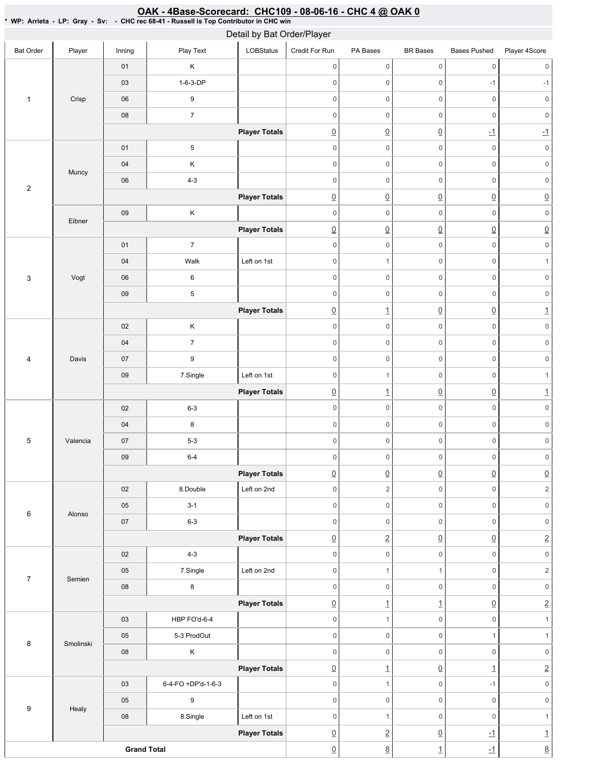## OAK - 4Base-Scorecard: CHC109 - 08-06-16 - CHC 4 @ OAK 0

**\* WP: Arrieta - LP: Gray - Sv: - CHC rec 68-41 - Russell is Top Contributor in CHC win**

### Detail by Bat Order/Player

| Bat Order | Player | Inning | Play Text | LOBStatus | Credit For Run | PA Bases | BR Bases | Bases Pushed | Player 4Score |
|---|---|---|---|---|---|---|---|---|---|
| 1 | Crisp | 01 | K | | 0 | 0 | 0 | 0 | 0 |
| | | 03 | 1-6-3-DP | | 0 | 0 | 0 | -1 | -1 |
| | | 06 | 9 | | 0 | 0 | 0 | 0 | 0 |
| | | 08 | 7 | | 0 | 0 | 0 | 0 | 0 |
| | | | | **Player Totals** | 0 | 0 | 0 | -1 | -1 |
| 2 | Muncy | 01 | 5 | | 0 | 0 | 0 | 0 | 0 |
| | | 04 | K | | 0 | 0 | 0 | 0 | 0 |
| | | 06 | 4-3 | | 0 | 0 | 0 | 0 | 0 |
| | | | | **Player Totals** | 0 | 0 | 0 | 0 | 0 |
| | Eibner | 09 | K | | 0 | 0 | 0 | 0 | 0 |
| | | | | **Player Totals** | 0 | 0 | 0 | 0 | 0 |
| 3 | Vogt | 01 | 7 | | 0 | 0 | 0 | 0 | 0 |
| | | 04 | Walk | Left on 1st | 0 | 1 | 0 | 0 | 1 |
| | | 06 | 6 | | 0 | 0 | 0 | 0 | 0 |
| | | 09 | 5 | | 0 | 0 | 0 | 0 | 0 |
| | | | | **Player Totals** | 0 | 1 | 0 | 0 | 1 |
| 4 | Davis | 02 | K | | 0 | 0 | 0 | 0 | 0 |
| | | 04 | 7 | | 0 | 0 | 0 | 0 | 0 |
| | | 07 | 9 | | 0 | 0 | 0 | 0 | 0 |
| | | 09 | 7.Single | Left on 1st | 0 | 1 | 0 | 0 | 1 |
| | | | | **Player Totals** | 0 | 1 | 0 | 0 | 1 |
| 5 | Valencia | 02 | 6-3 | | 0 | 0 | 0 | 0 | 0 |
| | | 04 | 8 | | 0 | 0 | 0 | 0 | 0 |
| | | 07 | 5-3 | | 0 | 0 | 0 | 0 | 0 |
| | | 09 | 6-4 | | 0 | 0 | 0 | 0 | 0 |
| | | | | **Player Totals** | 0 | 0 | 0 | 0 | 0 |
| 6 | Alonso | 02 | 8.Double | Left on 2nd | 0 | 2 | 0 | 0 | 2 |
| | | 05 | 3-1 | | 0 | 0 | 0 | 0 | 0 |
| | | 07 | 6-3 | | 0 | 0 | 0 | 0 | 0 |
| | | | | **Player Totals** | 0 | 2 | 0 | 0 | 2 |
| 7 | Semien | 02 | 4-3 | | 0 | 0 | 0 | 0 | 0 |
| | | 05 | 7.Single | Left on 2nd | 0 | 1 | 1 | 0 | 2 |
| | | 08 | 8 | | 0 | 0 | 0 | 0 | 0 |
| | | | | **Player Totals** | 0 | 1 | 1 | 0 | 2 |
| 8 | Smolinski | 03 | HBP FO'd-6-4 | | 0 | 1 | 0 | 0 | 1 |
| | | 05 | 5-3 ProdOut | | 0 | 0 | 0 | 1 | 1 |
| | | 08 | K | | 0 | 0 | 0 | 0 | 0 |
| | | | | **Player Totals** | 0 | 1 | 0 | 1 | 2 |
| 9 | Healy | 03 | 6-4-FO +DP'd-1-6-3 | | 0 | 1 | 0 | -1 | 0 |
| | | 05 | 9 | | 0 | 0 | 0 | 0 | 0 |
| | | 08 | 8.Single | Left on 1st | 0 | 1 | 0 | 0 | 1 |
| | | | | **Player Totals** | 0 | 2 | 0 | -1 | 1 |
| **Grand Total** | | | | | 0 | 8 | 1 | -1 | 8 |